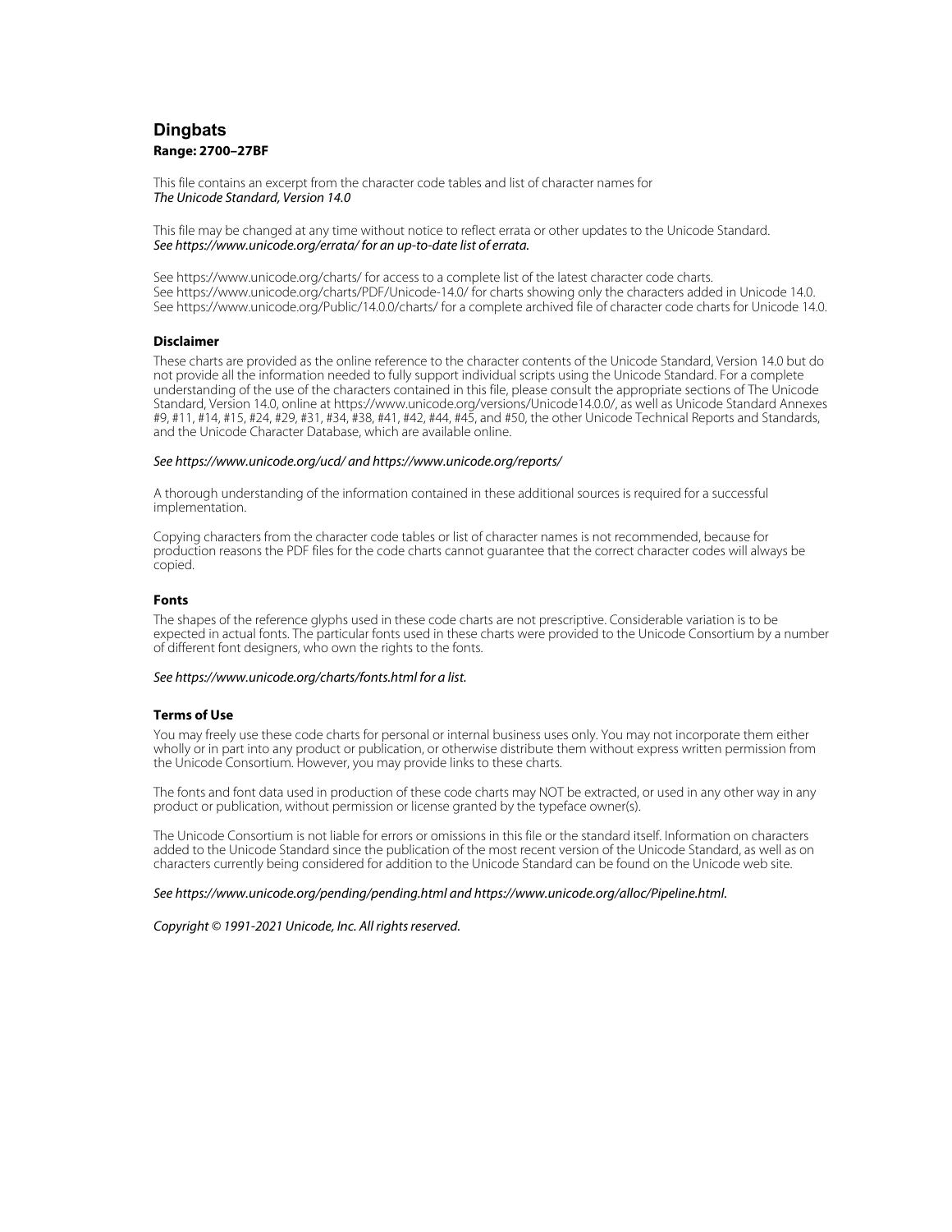# Dingbats

**Range: 2700–27BF**

This file contains an excerpt from the character code tables and list of character names for
*The Unicode Standard, Version 14.0*

This file may be changed at any time without notice to reflect errata or other updates to the Unicode Standard.
*See https://www.unicode.org/errata/ for an up-to-date list of errata.*

See https://www.unicode.org/charts/ for access to a complete list of the latest character code charts.
See https://www.unicode.org/charts/PDF/Unicode-14.0/ for charts showing only the characters added in Unicode 14.0.
See https://www.unicode.org/Public/14.0.0/charts/ for a complete archived file of character code charts for Unicode 14.0.

### Disclaimer

These charts are provided as the online reference to the character contents of the Unicode Standard, Version 14.0 but do not provide all the information needed to fully support individual scripts using the Unicode Standard. For a complete understanding of the use of the characters contained in this file, please consult the appropriate sections of The Unicode Standard, Version 14.0, online at https://www.unicode.org/versions/Unicode14.0.0/, as well as Unicode Standard Annexes #9, #11, #14, #15, #24, #29, #31, #34, #38, #41, #42, #44, #45, and #50, the other Unicode Technical Reports and Standards, and the Unicode Character Database, which are available online.

*See https://www.unicode.org/ucd/ and https://www.unicode.org/reports/*

A thorough understanding of the information contained in these additional sources is required for a successful implementation.

Copying characters from the character code tables or list of character names is not recommended, because for production reasons the PDF files for the code charts cannot guarantee that the correct character codes will always be copied.

### Fonts

The shapes of the reference glyphs used in these code charts are not prescriptive. Considerable variation is to be expected in actual fonts. The particular fonts used in these charts were provided to the Unicode Consortium by a number of different font designers, who own the rights to the fonts.

*See https://www.unicode.org/charts/fonts.html for a list.*

### Terms of Use

You may freely use these code charts for personal or internal business uses only. You may not incorporate them either wholly or in part into any product or publication, or otherwise distribute them without express written permission from the Unicode Consortium. However, you may provide links to these charts.

The fonts and font data used in production of these code charts may NOT be extracted, or used in any other way in any product or publication, without permission or license granted by the typeface owner(s).

The Unicode Consortium is not liable for errors or omissions in this file or the standard itself. Information on characters added to the Unicode Standard since the publication of the most recent version of the Unicode Standard, as well as on characters currently being considered for addition to the Unicode Standard can be found on the Unicode web site.

*See https://www.unicode.org/pending/pending.html and https://www.unicode.org/alloc/Pipeline.html.*

*Copyright © 1991-2021 Unicode, Inc. All rights reserved.*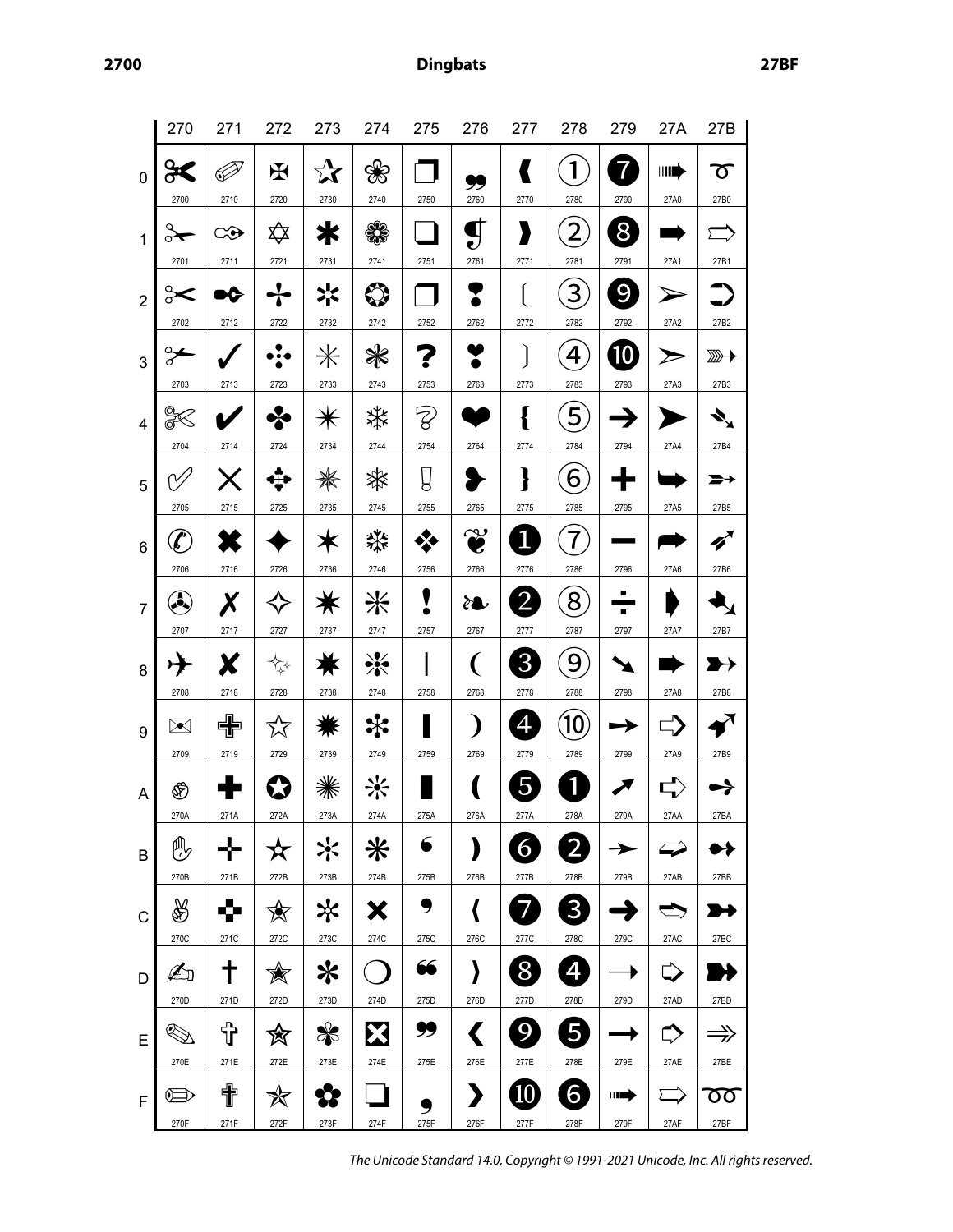# Dingbats

| | 270 | 271 | 272 | 273 | 274 | 275 | 276 | 277 | 278 | 279 | 27A | 27B |
|---|---|---|---|---|---|---|---|---|---|---|---|---|
| 0 | ✀ 2700 | ✐ 2710 | ✠ 2720 | ✰ 2730 | ❀ 2740 | ❐ 2750 | ❠ 2760 | ❰ 2770 | ➀ 2780 | ➐ 2790 | ➠ 27A0 | ➰ 27B0 |
| 1 | ✁ 2701 | ✑ 2711 | ✡ 2721 | ✱ 2731 | ❁ 2741 | ❑ 2751 | ❡ 2761 | ❱ 2771 | ➁ 2781 | ➑ 2791 | ➡ 27A1 | ➱ 27B1 |
| 2 | ✂ 2702 | ✒ 2712 | ✢ 2722 | ✲ 2732 | ❂ 2742 | ❒ 2752 | ❢ 2762 | ❲ 2772 | ➂ 2782 | ➒ 2792 | ➢ 27A2 | ➲ 27B2 |
| 3 | ✃ 2703 | ✓ 2713 | ✣ 2723 | ✳ 2733 | ❃ 2743 | ❓ 2753 | ❣ 2763 | ❳ 2773 | ➃ 2783 | ➓ 2793 | ➣ 27A3 | ➳ 27B3 |
| 4 | ✄ 2704 | ✔ 2714 | ✤ 2724 | ✴ 2734 | ❄ 2744 | ❔ 2754 | ❤ 2764 | ❴ 2774 | ➄ 2784 | ➔ 2794 | ➤ 27A4 | ➴ 27B4 |
| 5 | ✅ 2705 | ✕ 2715 | ✥ 2725 | ✵ 2735 | ❅ 2745 | ❕ 2755 | ❥ 2765 | ❵ 2775 | ➅ 2785 | ➕ 2795 | ➥ 27A5 | ➵ 27B5 |
| 6 | ✆ 2706 | ✖ 2716 | ✦ 2726 | ✶ 2736 | ❆ 2746 | ❖ 2756 | ❦ 2766 | ❶ 2776 | ➆ 2786 | ➖ 2796 | ➦ 27A6 | ➶ 27B6 |
| 7 | ✇ 2707 | ✗ 2717 | ✧ 2727 | ✷ 2737 | ❇ 2747 | ❗ 2757 | ❧ 2767 | ❷ 2777 | ➇ 2787 | ➗ 2797 | ➧ 27A7 | ➷ 27B7 |
| 8 | ✈ 2708 | ✘ 2718 | ✨ 2728 | ✸ 2738 | ❈ 2748 | ❘ 2758 | ❨ 2768 | ❸ 2778 | ➈ 2788 | ➘ 2798 | ➨ 27A8 | ➸ 27B8 |
| 9 | ✉ 2709 | ✙ 2719 | ✩ 2729 | ✹ 2739 | ❉ 2749 | ❙ 2759 | ❩ 2769 | ❹ 2779 | ➉ 2789 | ➙ 2799 | ➩ 27A9 | ➹ 27B9 |
| A | ✊ 270A | ✚ 271A | ✪ 272A | ✺ 273A | ❊ 274A | ❚ 275A | ❪ 276A | ❺ 277A | ➊ 278A | ➚ 279A | ➪ 27AA | ➺ 27BA |
| B | ✋ 270B | ✛ 271B | ✫ 272B | ✻ 273B | ❋ 274B | ❛ 275B | ❫ 276B | ❻ 277B | ➋ 278B | ➛ 279B | ➫ 27AB | ➻ 27BB |
| C | ✌ 270C | ✜ 271C | ✬ 272C | ✼ 273C | ❌ 274C | ❜ 275C | ❬ 276C | ❼ 277C | ➌ 278C | ➜ 279C | ➬ 27AC | ➼ 27BC |
| D | ✍ 270D | ✝ 271D | ✭ 272D | ✽ 273D | ❍ 274D | ❝ 275D | ❭ 276D | ❽ 277D | ➍ 278D | ➝ 279D | ➭ 27AD | ➽ 27BD |
| E | ✎ 270E | ✞ 271E | ✮ 272E | ✾ 273E | ❎ 274E | ❞ 275E | ❮ 276E | ❾ 277E | ➎ 278E | ➞ 279E | ➮ 27AE | ➾ 27BE |
| F | ✏ 270F | ✟ 271F | ✯ 272F | ✿ 273F | ❏ 274F | ❟ 275F | ❯ 276F | ❿ 277F | ➏ 278F | ➟ 279F | ➯ 27AF | ➿ 27BF |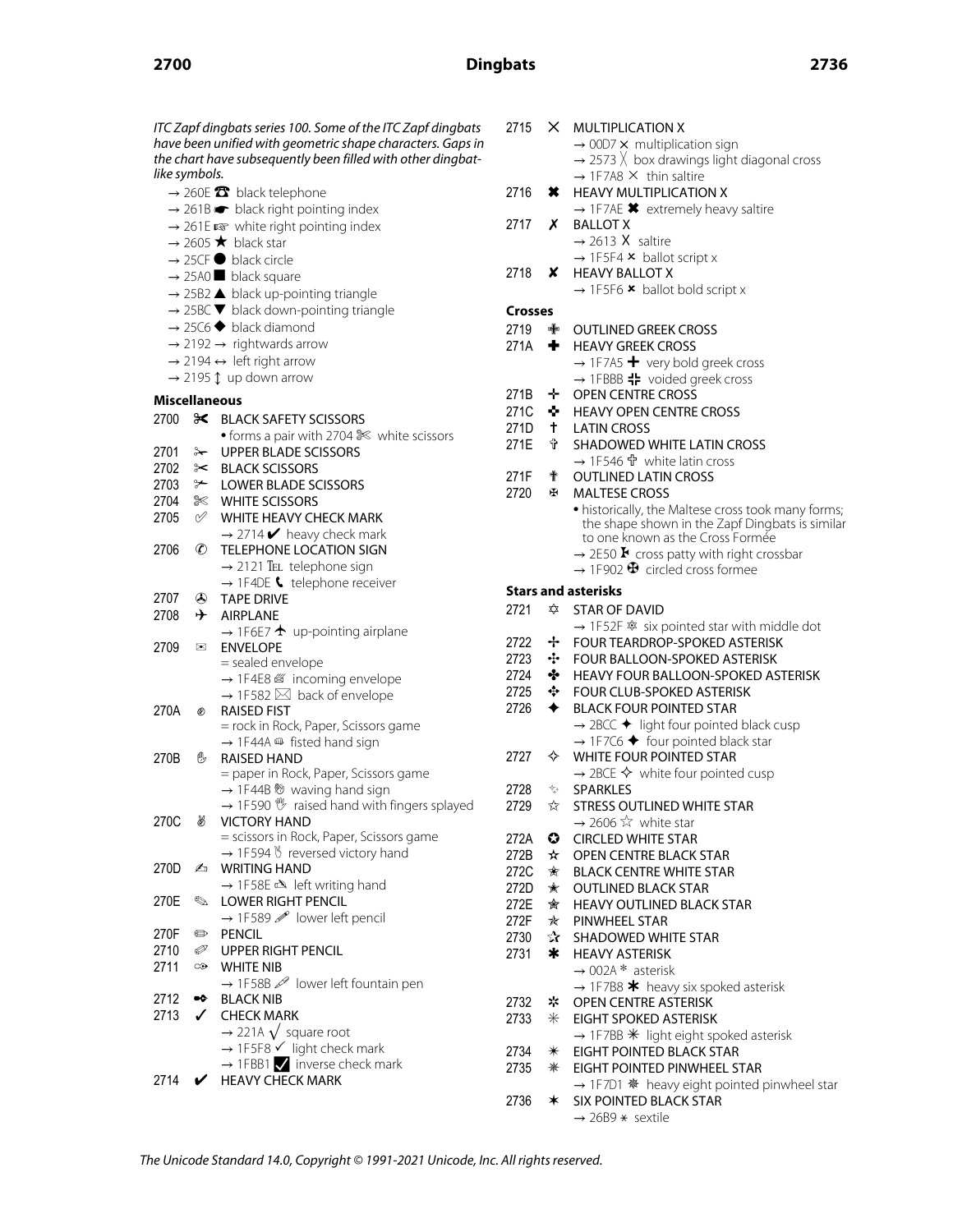*ITC Zapf dingbats series 100. Some of the ITC Zapf dingbats have been unified with geometric shape characters. Gaps in the chart have subsequently been filled with other dingbat-like symbols.*

- → 260E ☎ black telephone
- → 261B ☛ black right pointing index
- → 261E ☞ white right pointing index
- → 2605 ★ black star
- → 25CF ● black circle
- → 25A0 ■ black square
- → 25B2 ▲ black up-pointing triangle
- → 25BC ▼ black down-pointing triangle
- → 25C6 ◆ black diamond
- → 2192 → rightwards arrow
- → 2194 ↔ left right arrow
- → 2195 ↕ up down arrow

**Miscellaneous**

2700 ✀ BLACK SAFETY SCISSORS
- • forms a pair with 2704 ✄ white scissors

2701 ✁ UPPER BLADE SCISSORS

2702 ✂ BLACK SCISSORS

2703 ✃ LOWER BLADE SCISSORS

2704 ✄ WHITE SCISSORS

2705 ✅ WHITE HEAVY CHECK MARK
- → 2714 ✔ heavy check mark

2706 ✆ TELEPHONE LOCATION SIGN
- → 2121 ℡ telephone sign
- → 1F4DE 📞 telephone receiver

2707 ✇ TAPE DRIVE

2708 ✈ AIRPLANE
- → 1F6E7 🛧 up-pointing airplane

2709 ✉ ENVELOPE
- = sealed envelope
- → 1F4E8 📨 incoming envelope
- → 1F582 🖂 back of envelope

270A ✊ RAISED FIST
- = rock in Rock, Paper, Scissors game
- → 1F44A 👊 fisted hand sign

270B ✋ RAISED HAND
- = paper in Rock, Paper, Scissors game
- → 1F44B 👋 waving hand sign
- → 1F590 🖐 raised hand with fingers splayed

270C ✌ VICTORY HAND
- = scissors in Rock, Paper, Scissors game
- → 1F594 🖔 reversed victory hand

270D ✍ WRITING HAND
- → 1F58E 🖎 left writing hand

270E ✎ LOWER RIGHT PENCIL
- → 1F589 🖉 lower left pencil

270F ✏ PENCIL

2710 ✐ UPPER RIGHT PENCIL

2711 ✑ WHITE NIB
- → 1F58B 🖋 lower left fountain pen

2712 ✒ BLACK NIB

2713 ✓ CHECK MARK
- → 221A √ square root
- → 1F5F8 🗸 light check mark
- → 1FBB1 🮱 inverse check mark

2714 ✔ HEAVY CHECK MARK

2715 ✕ MULTIPLICATION X
- → 00D7 × multiplication sign
- → 2573 ╳ box drawings light diagonal cross
- → 1F7A8 🞨 thin saltire

2716 ✖ HEAVY MULTIPLICATION X
- → 1F7AE 🞮 extremely heavy saltire

2717 ✗ BALLOT X
- → 2613 ☓ saltire
- → 1F5F4 🗴 ballot script x

2718 ✘ HEAVY BALLOT X
- → 1F5F6 🗶 ballot bold script x

**Crosses**

2719 ✙ OUTLINED GREEK CROSS

271A ✚ HEAVY GREEK CROSS
- → 1F7A5 🞥 very bold greek cross
- → 1FBBB 🮻 voided greek cross

271B ✛ OPEN CENTRE CROSS

271C ✜ HEAVY OPEN CENTRE CROSS

271D ✝ LATIN CROSS

271E ✞ SHADOWED WHITE LATIN CROSS
- → 1F546 🕆 white latin cross

271F ✟ OUTLINED LATIN CROSS

2720 ✠ MALTESE CROSS
- • historically, the Maltese cross took many forms; the shape shown in the Zapf Dingbats is similar to one known as the Cross Formée
- → 2E50 ⹐ cross patty with right crossbar
- → 1F902 🤂 circled cross formee

**Stars and asterisks**

2721 ✡ STAR OF DAVID
- → 1F52F 🔯 six pointed star with middle dot

2722 ✢ FOUR TEARDROP-SPOKED ASTERISK

2723 ✣ FOUR BALLOON-SPOKED ASTERISK

2724 ✤ HEAVY FOUR BALLOON-SPOKED ASTERISK

2725 ✥ FOUR CLUB-SPOKED ASTERISK

2726 ✦ BLACK FOUR POINTED STAR
- → 2BCC ⯌ light four pointed black cusp
- → 1F7C6 🟆 four pointed black star

2727 ✧ WHITE FOUR POINTED STAR
- → 2BCE ⯎ white four pointed cusp

2728 ✨ SPARKLES

2729 ✩ STRESS OUTLINED WHITE STAR
- → 2606 ☆ white star

272A ✪ CIRCLED WHITE STAR

272B ✫ OPEN CENTRE BLACK STAR

272C ✬ BLACK CENTRE WHITE STAR

272D ✭ OUTLINED BLACK STAR

272E ✮ HEAVY OUTLINED BLACK STAR

272F ✯ PINWHEEL STAR

2730 ✰ SHADOWED WHITE STAR

2731 ✱ HEAVY ASTERISK
- → 002A * asterisk
- → 1F7B8 🞸 heavy six spoked asterisk

2732 ✲ OPEN CENTRE ASTERISK

2733 ✳ EIGHT SPOKED ASTERISK
- → 1F7BB 🞻 light eight spoked asterisk

2734 ✴ EIGHT POINTED BLACK STAR

2735 ✵ EIGHT POINTED PINWHEEL STAR
- → 1F7D1 🟑 heavy eight pointed pinwheel star

2736 ✶ SIX POINTED BLACK STAR
- → 26B9 ⚹ sextile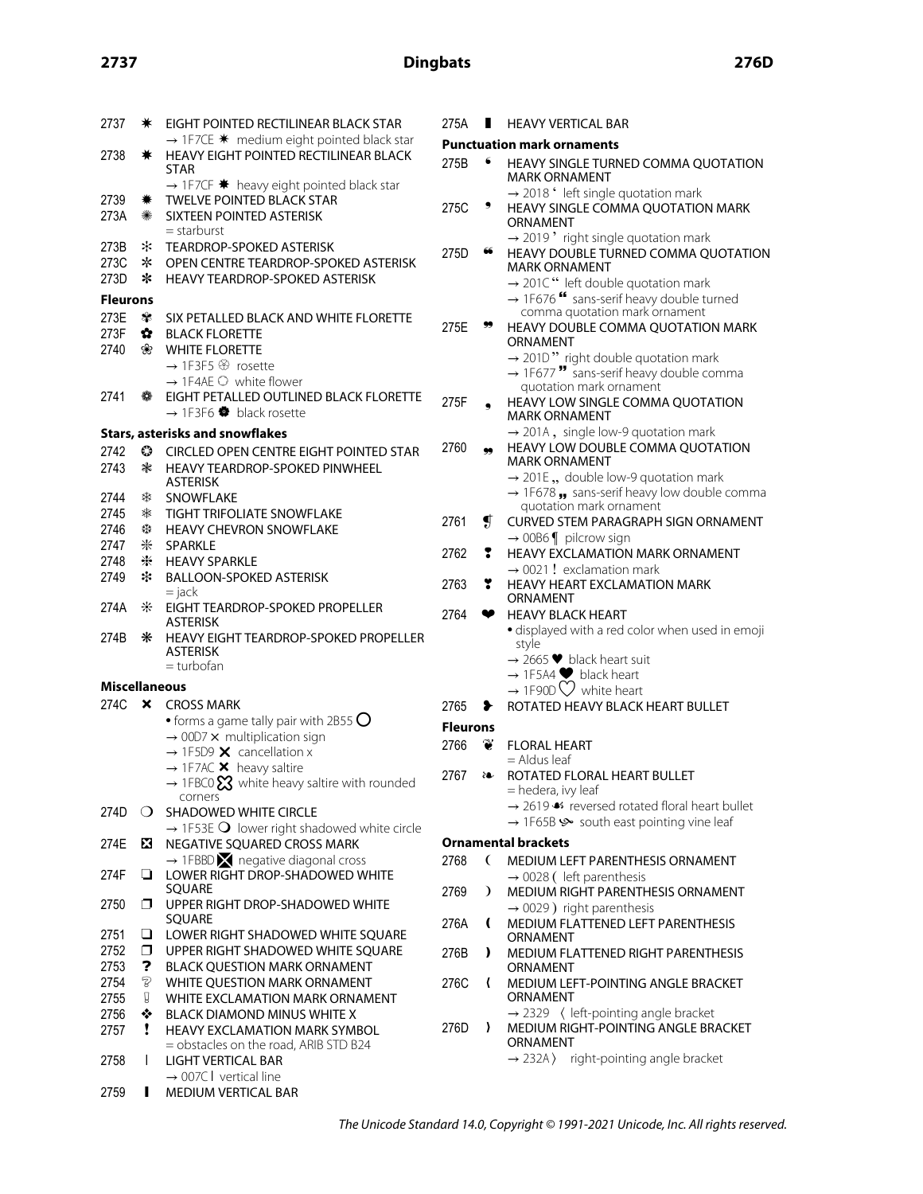2737 ✷ EIGHT POINTED RECTILINEAR BLACK STAR
→ 1F7CE 🟎 medium eight pointed black star

2738 ✸ HEAVY EIGHT POINTED RECTILINEAR BLACK STAR
→ 1F7CF 🟏 heavy eight pointed black star

2739 ✹ TWELVE POINTED BLACK STAR

273A ✺ SIXTEEN POINTED ASTERISK
= starburst

273B ✻ TEARDROP-SPOKED ASTERISK

273C ✼ OPEN CENTRE TEARDROP-SPOKED ASTERISK

273D ✽ HEAVY TEARDROP-SPOKED ASTERISK

**Fleurons**

273E ✾ SIX PETALLED BLACK AND WHITE FLORETTE

273F ✿ BLACK FLORETTE

2740 ❀ WHITE FLORETTE
→ 1F3F5 🏵 rosette
→ 1F4AE 💮 white flower

2741 ❁ EIGHT PETALLED OUTLINED BLACK FLORETTE
→ 1F3F6 🏶 black rosette

**Stars, asterisks and snowflakes**

2742 ❂ CIRCLED OPEN CENTRE EIGHT POINTED STAR

2743 ❃ HEAVY TEARDROP-SPOKED PINWHEEL ASTERISK

2744 ❄ SNOWFLAKE

2745 ❅ TIGHT TRIFOLIATE SNOWFLAKE

2746 ❆ HEAVY CHEVRON SNOWFLAKE

2747 ❇ SPARKLE

2748 ❈ HEAVY SPARKLE

2749 ❉ BALLOON-SPOKED ASTERISK
= jack

274A ❊ EIGHT TEARDROP-SPOKED PROPELLER ASTERISK

274B ❋ HEAVY EIGHT TEARDROP-SPOKED PROPELLER ASTERISK
= turbofan

**Miscellaneous**

274C ❌ CROSS MARK
• forms a game tally pair with 2B55 ⭕
→ 00D7 × multiplication sign
→ 1F5D9 🗙 cancellation x
→ 1F7AC 🞬 heavy saltire
→ 1FBC0 🯀 white heavy saltire with rounded corners

274D ❍ SHADOWED WHITE CIRCLE
→ 1F53E 🔾 lower right shadowed white circle

274E ❎ NEGATIVE SQUARED CROSS MARK
→ 1FBBD 🮽 negative diagonal cross

274F ❏ LOWER RIGHT DROP-SHADOWED WHITE SQUARE

2750 ❐ UPPER RIGHT DROP-SHADOWED WHITE SQUARE

2751 ❑ LOWER RIGHT SHADOWED WHITE SQUARE

2752 ❒ UPPER RIGHT SHADOWED WHITE SQUARE

2753 ❓ BLACK QUESTION MARK ORNAMENT

2754 ❔ WHITE QUESTION MARK ORNAMENT

2755 ❕ WHITE EXCLAMATION MARK ORNAMENT

2756 ❖ BLACK DIAMOND MINUS WHITE X

2757 ❗ HEAVY EXCLAMATION MARK SYMBOL
= obstacles on the road, ARIB STD B24

2758 ❘ LIGHT VERTICAL BAR
→ 007C | vertical line

2759 ❙ MEDIUM VERTICAL BAR

275A ❚ HEAVY VERTICAL BAR

**Punctuation mark ornaments**

275B ❛ HEAVY SINGLE TURNED COMMA QUOTATION MARK ORNAMENT
→ 2018 ' left single quotation mark

275C ❜ HEAVY SINGLE COMMA QUOTATION MARK ORNAMENT
→ 2019 ' right single quotation mark

275D ❝ HEAVY DOUBLE TURNED COMMA QUOTATION MARK ORNAMENT
→ 201C " left double quotation mark
→ 1F676 🙶 sans-serif heavy double turned comma quotation mark ornament

275E ❞ HEAVY DOUBLE COMMA QUOTATION MARK ORNAMENT
→ 201D " right double quotation mark
→ 1F677 🙷 sans-serif heavy double comma quotation mark ornament

275F ❟ HEAVY LOW SINGLE COMMA QUOTATION MARK ORNAMENT
→ 201A ‚ single low-9 quotation mark

2760 ❠ HEAVY LOW DOUBLE COMMA QUOTATION MARK ORNAMENT
→ 201E „ double low-9 quotation mark
→ 1F678 🙸 sans-serif heavy low double comma quotation mark ornament

2761 ❡ CURVED STEM PARAGRAPH SIGN ORNAMENT
→ 00B6 ¶ pilcrow sign

2762 ❢ HEAVY EXCLAMATION MARK ORNAMENT
→ 0021 ! exclamation mark

2763 ❣ HEAVY HEART EXCLAMATION MARK ORNAMENT

2764 ❤ HEAVY BLACK HEART
• displayed with a red color when used in emoji style
→ 2665 ♥ black heart suit
→ 1F5A4 🖤 black heart
→ 1F90D 🤍 white heart

2765 ❥ ROTATED HEAVY BLACK HEART BULLET

**Fleurons**

2766 ❦ FLORAL HEART
= Aldus leaf

2767 ❧ ROTATED FLORAL HEART BULLET
= hedera, ivy leaf
→ 2619 ☙ reversed rotated floral heart bullet
→ 1F65B 🙛 south east pointing vine leaf

**Ornamental brackets**

2768 ❨ MEDIUM LEFT PARENTHESIS ORNAMENT
→ 0028 ( left parenthesis

2769 ❩ MEDIUM RIGHT PARENTHESIS ORNAMENT
→ 0029 ) right parenthesis

276A ❪ MEDIUM FLATTENED LEFT PARENTHESIS ORNAMENT

276B ❫ MEDIUM FLATTENED RIGHT PARENTHESIS ORNAMENT

276C ❬ MEDIUM LEFT-POINTING ANGLE BRACKET ORNAMENT
→ 2329 〈 left-pointing angle bracket

276D ❭ MEDIUM RIGHT-POINTING ANGLE BRACKET ORNAMENT
→ 232A 〉 right-pointing angle bracket

*The Unicode Standard 14.0, Copyright © 1991-2021 Unicode, Inc. All rights reserved.*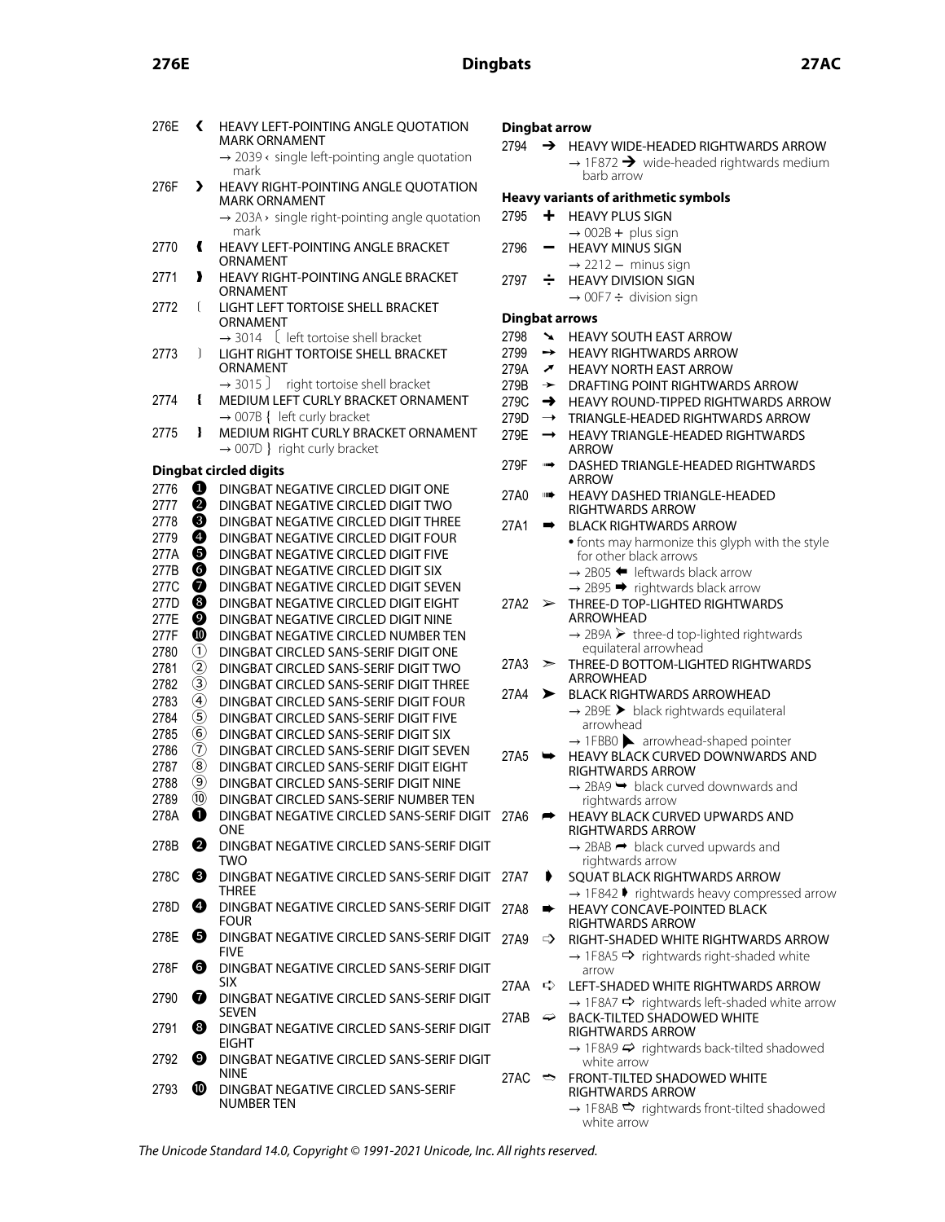276E ❮ HEAVY LEFT-POINTING ANGLE QUOTATION MARK ORNAMENT
→ 2039 ‹ single left-pointing angle quotation mark

276F ❯ HEAVY RIGHT-POINTING ANGLE QUOTATION MARK ORNAMENT
→ 203A › single right-pointing angle quotation mark

2770 ❰ HEAVY LEFT-POINTING ANGLE BRACKET ORNAMENT

2771 ❱ HEAVY RIGHT-POINTING ANGLE BRACKET ORNAMENT

2772 ❲ LIGHT LEFT TORTOISE SHELL BRACKET ORNAMENT
→ 3014 〔 left tortoise shell bracket

2773 ❳ LIGHT RIGHT TORTOISE SHELL BRACKET ORNAMENT
→ 3015 〕 right tortoise shell bracket

2774 ❴ MEDIUM LEFT CURLY BRACKET ORNAMENT
→ 007B { left curly bracket

2775 ❵ MEDIUM RIGHT CURLY BRACKET ORNAMENT
→ 007D } right curly bracket

**Dingbat circled digits**

2776 ❶ DINGBAT NEGATIVE CIRCLED DIGIT ONE
2777 ❷ DINGBAT NEGATIVE CIRCLED DIGIT TWO
2778 ❸ DINGBAT NEGATIVE CIRCLED DIGIT THREE
2779 ❹ DINGBAT NEGATIVE CIRCLED DIGIT FOUR
277A ❺ DINGBAT NEGATIVE CIRCLED DIGIT FIVE
277B ❻ DINGBAT NEGATIVE CIRCLED DIGIT SIX
277C ❼ DINGBAT NEGATIVE CIRCLED DIGIT SEVEN
277D ❽ DINGBAT NEGATIVE CIRCLED DIGIT EIGHT
277E ❾ DINGBAT NEGATIVE CIRCLED DIGIT NINE
277F ❿ DINGBAT NEGATIVE CIRCLED NUMBER TEN
2780 ➀ DINGBAT CIRCLED SANS-SERIF DIGIT ONE
2781 ➁ DINGBAT CIRCLED SANS-SERIF DIGIT TWO
2782 ➂ DINGBAT CIRCLED SANS-SERIF DIGIT THREE
2783 ➃ DINGBAT CIRCLED SANS-SERIF DIGIT FOUR
2784 ➄ DINGBAT CIRCLED SANS-SERIF DIGIT FIVE
2785 ➅ DINGBAT CIRCLED SANS-SERIF DIGIT SIX
2786 ➆ DINGBAT CIRCLED SANS-SERIF DIGIT SEVEN
2787 ➇ DINGBAT CIRCLED SANS-SERIF DIGIT EIGHT
2788 ➈ DINGBAT CIRCLED SANS-SERIF DIGIT NINE
2789 ➉ DINGBAT CIRCLED SANS-SERIF NUMBER TEN
278A ➊ DINGBAT NEGATIVE CIRCLED SANS-SERIF DIGIT ONE
278B ➋ DINGBAT NEGATIVE CIRCLED SANS-SERIF DIGIT TWO
278C ➌ DINGBAT NEGATIVE CIRCLED SANS-SERIF DIGIT THREE
278D ➍ DINGBAT NEGATIVE CIRCLED SANS-SERIF DIGIT FOUR
278E ➎ DINGBAT NEGATIVE CIRCLED SANS-SERIF DIGIT FIVE
278F ➏ DINGBAT NEGATIVE CIRCLED SANS-SERIF DIGIT SIX
2790 ➐ DINGBAT NEGATIVE CIRCLED SANS-SERIF DIGIT SEVEN
2791 ➑ DINGBAT NEGATIVE CIRCLED SANS-SERIF DIGIT EIGHT
2792 ➒ DINGBAT NEGATIVE CIRCLED SANS-SERIF DIGIT NINE
2793 ➓ DINGBAT NEGATIVE CIRCLED SANS-SERIF NUMBER TEN

**Dingbat arrow**

2794 ➔ HEAVY WIDE-HEADED RIGHTWARDS ARROW
→ 1F872 🡲 wide-headed rightwards medium barb arrow

**Heavy variants of arithmetic symbols**

2795 ➕ HEAVY PLUS SIGN
→ 002B + plus sign

2796 ➖ HEAVY MINUS SIGN
→ 2212 − minus sign

2797 ➗ HEAVY DIVISION SIGN
→ 00F7 ÷ division sign

**Dingbat arrows**

2798 ➘ HEAVY SOUTH EAST ARROW
2799 ➙ HEAVY RIGHTWARDS ARROW
279A ➚ HEAVY NORTH EAST ARROW
279B ➛ DRAFTING POINT RIGHTWARDS ARROW
279C ➜ HEAVY ROUND-TIPPED RIGHTWARDS ARROW
279D ➝ TRIANGLE-HEADED RIGHTWARDS ARROW
279E ➞ HEAVY TRIANGLE-HEADED RIGHTWARDS ARROW
279F ➟ DASHED TRIANGLE-HEADED RIGHTWARDS ARROW
27A0 ➠ HEAVY DASHED TRIANGLE-HEADED RIGHTWARDS ARROW

27A1 ➡ BLACK RIGHTWARDS ARROW
• fonts may harmonize this glyph with the style for other black arrows
→ 2B05 ⬅ leftwards black arrow
→ 2B95 ⮕ rightwards black arrow

27A2 ➢ THREE-D TOP-LIGHTED RIGHTWARDS ARROWHEAD
→ 2B9A ⮚ three-d top-lighted rightwards equilateral arrowhead

27A3 ➣ THREE-D BOTTOM-LIGHTED RIGHTWARDS ARROWHEAD

27A4 ➤ BLACK RIGHTWARDS ARROWHEAD
→ 2B9E ⮞ black rightwards equilateral arrowhead
→ 1FBB0 🮰 arrowhead-shaped pointer

27A5 ➥ HEAVY BLACK CURVED DOWNWARDS AND RIGHTWARDS ARROW
→ 2BA9 ⮩ black curved downwards and rightwards arrow

27A6 ➦ HEAVY BLACK CURVED UPWARDS AND RIGHTWARDS ARROW
→ 2BAB ⮫ black curved upwards and rightwards arrow

27A7 ➧ SQUAT BLACK RIGHTWARDS ARROW
→ 1F842 🡂 rightwards heavy compressed arrow

27A8 ➨ HEAVY CONCAVE-POINTED BLACK RIGHTWARDS ARROW

27A9 ➩ RIGHT-SHADED WHITE RIGHTWARDS ARROW
→ 1F8A5 🢥 rightwards right-shaded white arrow

27AA ➪ LEFT-SHADED WHITE RIGHTWARDS ARROW
→ 1F8A7 🢧 rightwards left-shaded white arrow

27AB ➫ BACK-TILTED SHADOWED WHITE RIGHTWARDS ARROW
→ 1F8A9 🢩 rightwards back-tilted shadowed white arrow

27AC ➬ FRONT-TILTED SHADOWED WHITE RIGHTWARDS ARROW
→ 1F8AB 🢫 rightwards front-tilted shadowed white arrow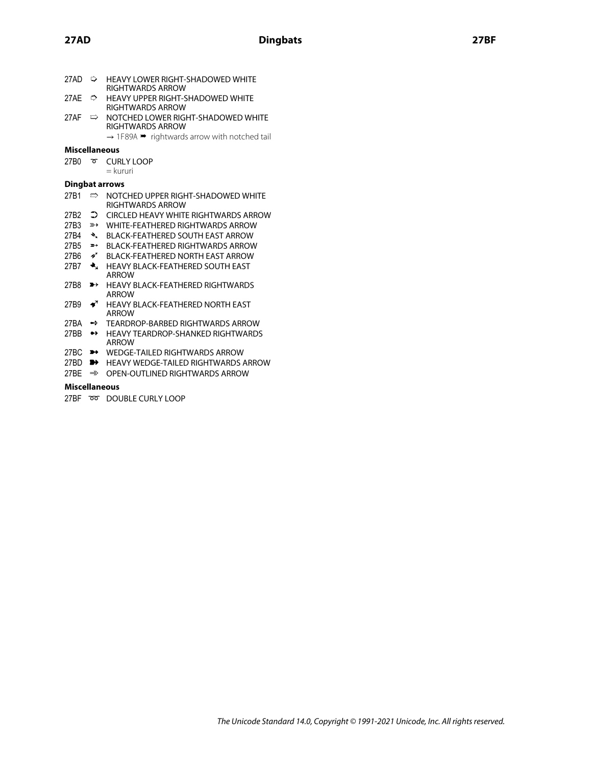27AD ➭ HEAVY LOWER RIGHT-SHADOWED WHITE RIGHTWARDS ARROW

27AE ➮ HEAVY UPPER RIGHT-SHADOWED WHITE RIGHTWARDS ARROW

27AF ➯ NOTCHED LOWER RIGHT-SHADOWED WHITE RIGHTWARDS ARROW

→ 1F89A 🢚 rightwards arrow with notched tail

**Miscellaneous**

27B0 ➰ CURLY LOOP

= kururi

**Dingbat arrows**

27B1 ➱ NOTCHED UPPER RIGHT-SHADOWED WHITE RIGHTWARDS ARROW

27B2 ➲ CIRCLED HEAVY WHITE RIGHTWARDS ARROW

27B3 ➳ WHITE-FEATHERED RIGHTWARDS ARROW

27B4 ➴ BLACK-FEATHERED SOUTH EAST ARROW

27B5 ➵ BLACK-FEATHERED RIGHTWARDS ARROW

27B6 ➶ BLACK-FEATHERED NORTH EAST ARROW

27B7 ➷ HEAVY BLACK-FEATHERED SOUTH EAST ARROW

27B8 ➸ HEAVY BLACK-FEATHERED RIGHTWARDS ARROW

27B9 ➹ HEAVY BLACK-FEATHERED NORTH EAST ARROW

27BA ➺ TEARDROP-BARBED RIGHTWARDS ARROW

27BB ➻ HEAVY TEARDROP-SHANKED RIGHTWARDS ARROW

27BC ➼ WEDGE-TAILED RIGHTWARDS ARROW

27BD ➽ HEAVY WEDGE-TAILED RIGHTWARDS ARROW

27BE ➾ OPEN-OUTLINED RIGHTWARDS ARROW

**Miscellaneous**

27BF ➿ DOUBLE CURLY LOOP